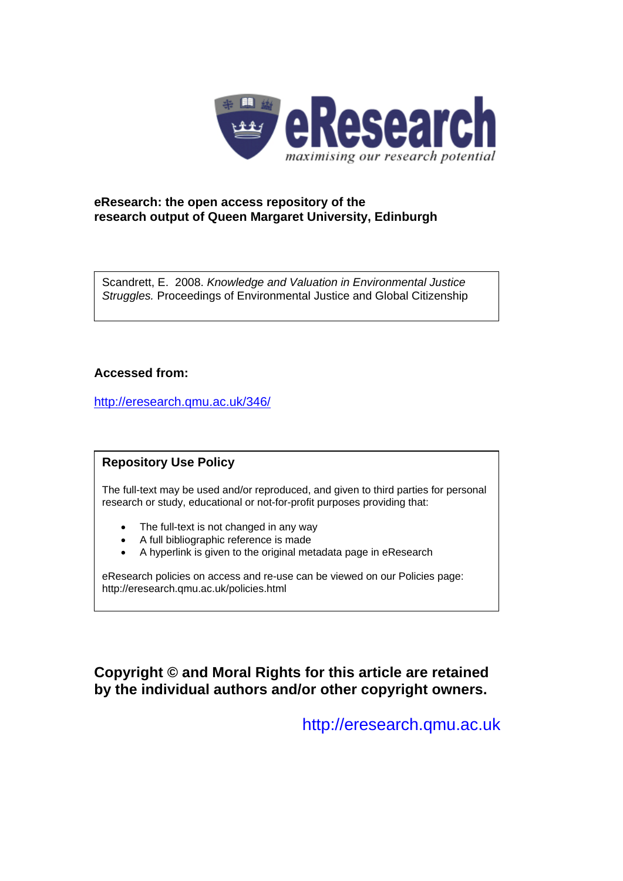eResearch

*maximising our research potential*

**eResearch: the open access repository of the research output of Queen Margaret University, Edinburgh**

Scandrett, E. 2008. *Knowledge and Valuation in Environmental Justice Struggles.* Proceedings of Environmental Justice and Global Citizenship

**Accessed from:**

http://eresearch.qmu.ac.uk/346/

## Repository Use Policy

The full-text may be used and/or reproduced, and given to third parties for personal research or study, educational or not-for-profit purposes providing that:

- The full-text is not changed in any way
- A full bibliographic reference is made
- A hyperlink is given to the original metadata page in eResearch

eResearch policies on access and re-use can be viewed on our Policies page: http://eresearch.qmu.ac.uk/policies.html

**Copyright © and Moral Rights for this article are retained by the individual authors and/or other copyright owners.**

http://eresearch.qmu.ac.uk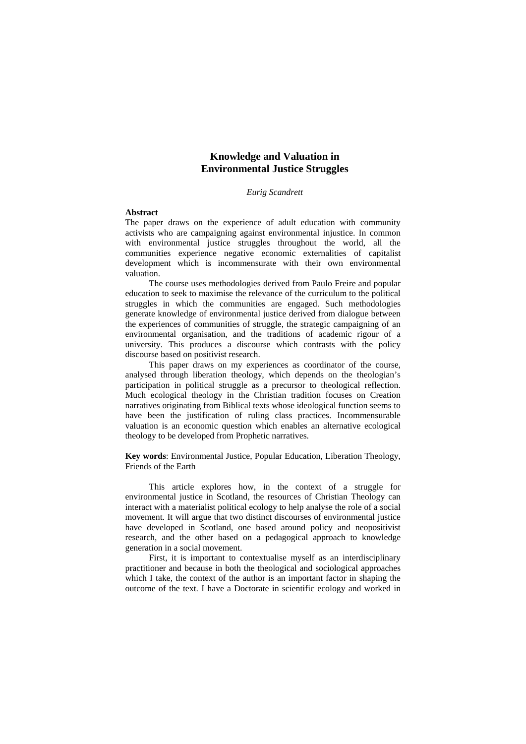# Knowledge and Valuation in Environmental Justice Struggles

*Eurig Scandrett*

**Abstract**

The paper draws on the experience of adult education with community activists who are campaigning against environmental injustice. In common with environmental justice struggles throughout the world, all the communities experience negative economic externalities of capitalist development which is incommensurate with their own environmental valuation.

The course uses methodologies derived from Paulo Freire and popular education to seek to maximise the relevance of the curriculum to the political struggles in which the communities are engaged. Such methodologies generate knowledge of environmental justice derived from dialogue between the experiences of communities of struggle, the strategic campaigning of an environmental organisation, and the traditions of academic rigour of a university. This produces a discourse which contrasts with the policy discourse based on positivist research.

This paper draws on my experiences as coordinator of the course, analysed through liberation theology, which depends on the theologian's participation in political struggle as a precursor to theological reflection. Much ecological theology in the Christian tradition focuses on Creation narratives originating from Biblical texts whose ideological function seems to have been the justification of ruling class practices. Incommensurable valuation is an economic question which enables an alternative ecological theology to be developed from Prophetic narratives.

**Key words**: Environmental Justice, Popular Education, Liberation Theology, Friends of the Earth

This article explores how, in the context of a struggle for environmental justice in Scotland, the resources of Christian Theology can interact with a materialist political ecology to help analyse the role of a social movement. It will argue that two distinct discourses of environmental justice have developed in Scotland, one based around policy and neopositivist research, and the other based on a pedagogical approach to knowledge generation in a social movement.

First, it is important to contextualise myself as an interdisciplinary practitioner and because in both the theological and sociological approaches which I take, the context of the author is an important factor in shaping the outcome of the text. I have a Doctorate in scientific ecology and worked in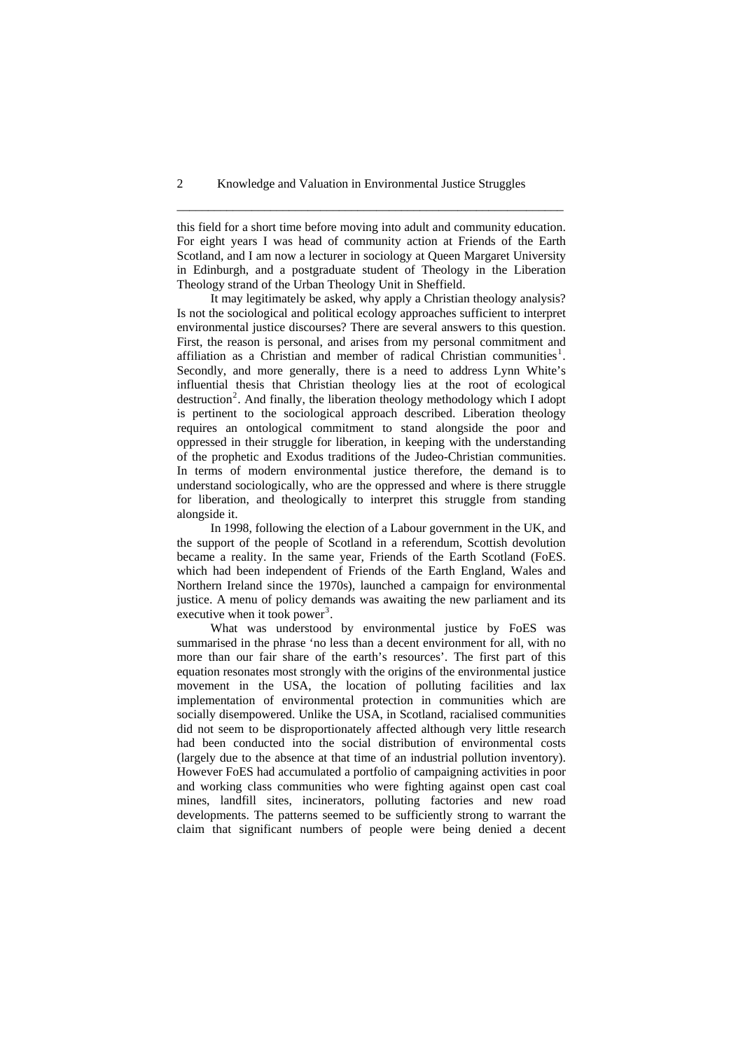this field for a short time before moving into adult and community education. For eight years I was head of community action at Friends of the Earth Scotland, and I am now a lecturer in sociology at Queen Margaret University in Edinburgh, and a postgraduate student of Theology in the Liberation Theology strand of the Urban Theology Unit in Sheffield.

It may legitimately be asked, why apply a Christian theology analysis? Is not the sociological and political ecology approaches sufficient to interpret environmental justice discourses? There are several answers to this question. First, the reason is personal, and arises from my personal commitment and affiliation as a Christian and member of radical Christian communities[1]. Secondly, and more generally, there is a need to address Lynn White's influential thesis that Christian theology lies at the root of ecological destruction[2]. And finally, the liberation theology methodology which I adopt is pertinent to the sociological approach described. Liberation theology requires an ontological commitment to stand alongside the poor and oppressed in their struggle for liberation, in keeping with the understanding of the prophetic and Exodus traditions of the Judeo-Christian communities. In terms of modern environmental justice therefore, the demand is to understand sociologically, who are the oppressed and where is there struggle for liberation, and theologically to interpret this struggle from standing alongside it.

In 1998, following the election of a Labour government in the UK, and the support of the people of Scotland in a referendum, Scottish devolution became a reality. In the same year, Friends of the Earth Scotland (FoES. which had been independent of Friends of the Earth England, Wales and Northern Ireland since the 1970s), launched a campaign for environmental justice. A menu of policy demands was awaiting the new parliament and its executive when it took power[3].

What was understood by environmental justice by FoES was summarised in the phrase 'no less than a decent environment for all, with no more than our fair share of the earth's resources'. The first part of this equation resonates most strongly with the origins of the environmental justice movement in the USA, the location of polluting facilities and lax implementation of environmental protection in communities which are socially disempowered. Unlike the USA, in Scotland, racialised communities did not seem to be disproportionately affected although very little research had been conducted into the social distribution of environmental costs (largely due to the absence at that time of an industrial pollution inventory). However FoES had accumulated a portfolio of campaigning activities in poor and working class communities who were fighting against open cast coal mines, landfill sites, incinerators, polluting factories and new road developments. The patterns seemed to be sufficiently strong to warrant the claim that significant numbers of people were being denied a decent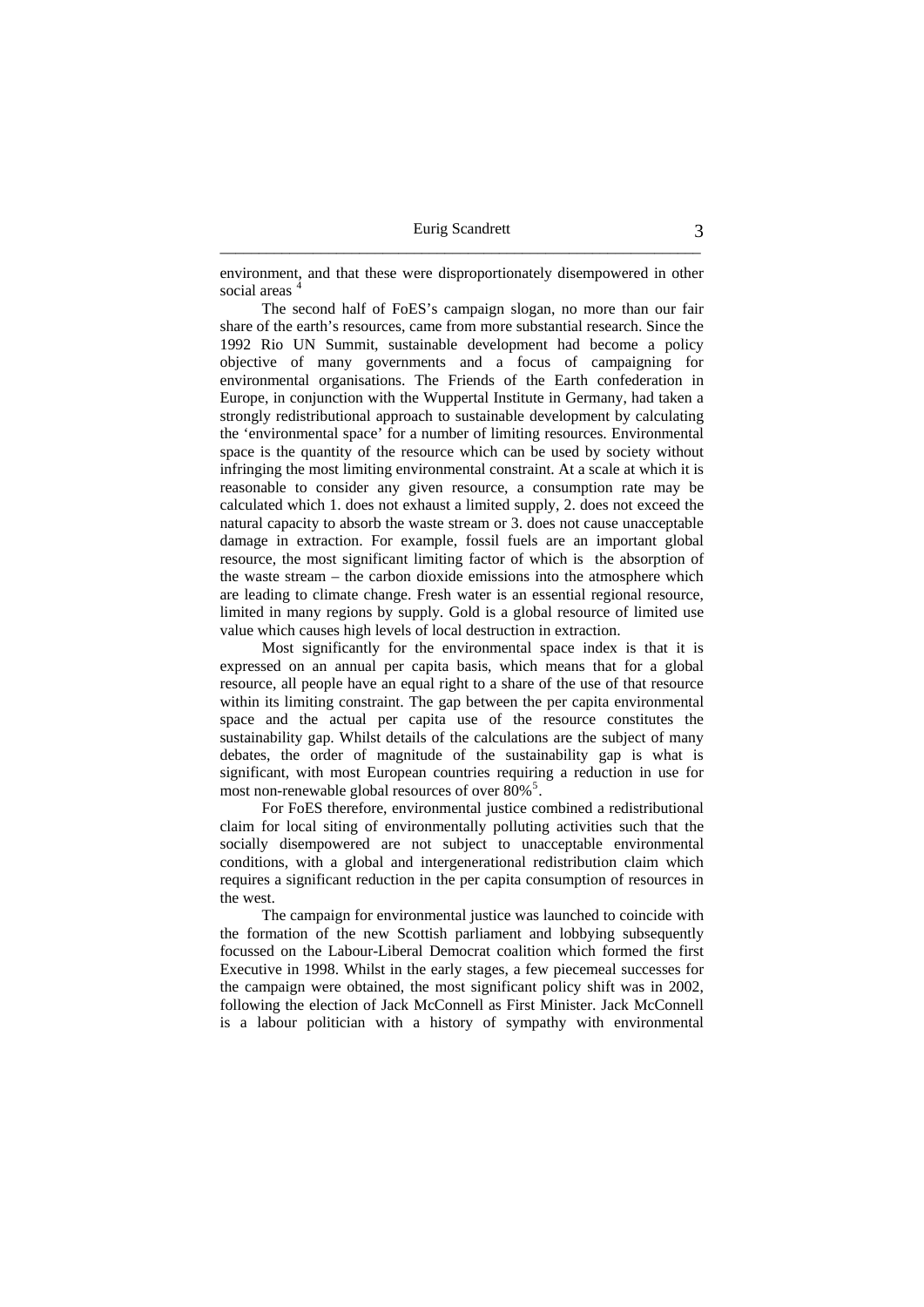environment, and that these were disproportionately disempowered in other social areas [4]

The second half of FoES's campaign slogan, no more than our fair share of the earth's resources, came from more substantial research. Since the 1992 Rio UN Summit, sustainable development had become a policy objective of many governments and a focus of campaigning for environmental organisations. The Friends of the Earth confederation in Europe, in conjunction with the Wuppertal Institute in Germany, had taken a strongly redistributional approach to sustainable development by calculating the 'environmental space' for a number of limiting resources. Environmental space is the quantity of the resource which can be used by society without infringing the most limiting environmental constraint. At a scale at which it is reasonable to consider any given resource, a consumption rate may be calculated which 1. does not exhaust a limited supply, 2. does not exceed the natural capacity to absorb the waste stream or 3. does not cause unacceptable damage in extraction. For example, fossil fuels are an important global resource, the most significant limiting factor of which is the absorption of the waste stream – the carbon dioxide emissions into the atmosphere which are leading to climate change. Fresh water is an essential regional resource, limited in many regions by supply. Gold is a global resource of limited use value which causes high levels of local destruction in extraction.

Most significantly for the environmental space index is that it is expressed on an annual per capita basis, which means that for a global resource, all people have an equal right to a share of the use of that resource within its limiting constraint. The gap between the per capita environmental space and the actual per capita use of the resource constitutes the sustainability gap. Whilst details of the calculations are the subject of many debates, the order of magnitude of the sustainability gap is what is significant, with most European countries requiring a reduction in use for most non-renewable global resources of over 80%[5].

For FoES therefore, environmental justice combined a redistributional claim for local siting of environmentally polluting activities such that the socially disempowered are not subject to unacceptable environmental conditions, with a global and intergenerational redistribution claim which requires a significant reduction in the per capita consumption of resources in the west.

The campaign for environmental justice was launched to coincide with the formation of the new Scottish parliament and lobbying subsequently focussed on the Labour-Liberal Democrat coalition which formed the first Executive in 1998. Whilst in the early stages, a few piecemeal successes for the campaign were obtained, the most significant policy shift was in 2002, following the election of Jack McConnell as First Minister. Jack McConnell is a labour politician with a history of sympathy with environmental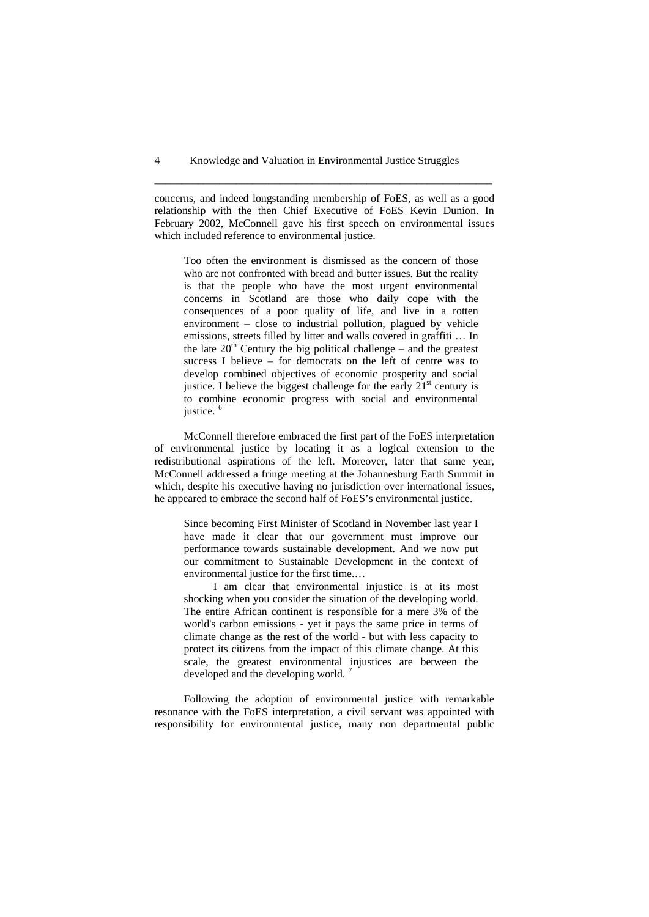concerns, and indeed longstanding membership of FoES, as well as a good relationship with the then Chief Executive of FoES Kevin Dunion. In February 2002, McConnell gave his first speech on environmental issues which included reference to environmental justice.

> Too often the environment is dismissed as the concern of those who are not confronted with bread and butter issues. But the reality is that the people who have the most urgent environmental concerns in Scotland are those who daily cope with the consequences of a poor quality of life, and live in a rotten environment – close to industrial pollution, plagued by vehicle emissions, streets filled by litter and walls covered in graffiti … In the late 20th Century the big political challenge – and the greatest success I believe – for democrats on the left of centre was to develop combined objectives of economic prosperity and social justice. I believe the biggest challenge for the early 21st century is to combine economic progress with social and environmental justice. [6]

McConnell therefore embraced the first part of the FoES interpretation of environmental justice by locating it as a logical extension to the redistributional aspirations of the left. Moreover, later that same year, McConnell addressed a fringe meeting at the Johannesburg Earth Summit in which, despite his executive having no jurisdiction over international issues, he appeared to embrace the second half of FoES's environmental justice.

> Since becoming First Minister of Scotland in November last year I have made it clear that our government must improve our performance towards sustainable development. And we now put our commitment to Sustainable Development in the context of environmental justice for the first time.…
>
> I am clear that environmental injustice is at its most shocking when you consider the situation of the developing world. The entire African continent is responsible for a mere 3% of the world's carbon emissions - yet it pays the same price in terms of climate change as the rest of the world - but with less capacity to protect its citizens from the impact of this climate change. At this scale, the greatest environmental injustices are between the developed and the developing world. [7]

Following the adoption of environmental justice with remarkable resonance with the FoES interpretation, a civil servant was appointed with responsibility for environmental justice, many non departmental public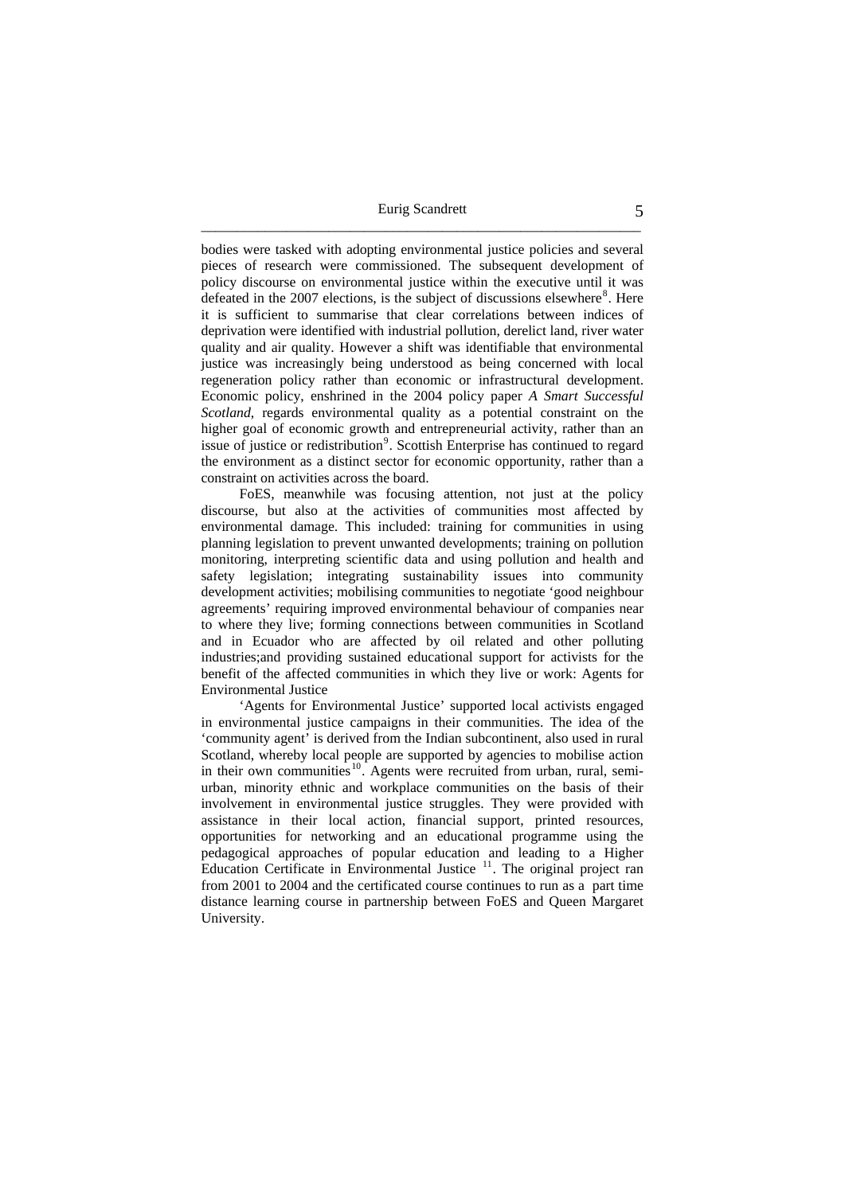bodies were tasked with adopting environmental justice policies and several pieces of research were commissioned. The subsequent development of policy discourse on environmental justice within the executive until it was defeated in the 2007 elections, is the subject of discussions elsewhere[8]. Here it is sufficient to summarise that clear correlations between indices of deprivation were identified with industrial pollution, derelict land, river water quality and air quality. However a shift was identifiable that environmental justice was increasingly being understood as being concerned with local regeneration policy rather than economic or infrastructural development. Economic policy, enshrined in the 2004 policy paper *A Smart Successful Scotland*, regards environmental quality as a potential constraint on the higher goal of economic growth and entrepreneurial activity, rather than an issue of justice or redistribution[9]. Scottish Enterprise has continued to regard the environment as a distinct sector for economic opportunity, rather than a constraint on activities across the board.

FoES, meanwhile was focusing attention, not just at the policy discourse, but also at the activities of communities most affected by environmental damage. This included: training for communities in using planning legislation to prevent unwanted developments; training on pollution monitoring, interpreting scientific data and using pollution and health and safety legislation; integrating sustainability issues into community development activities; mobilising communities to negotiate 'good neighbour agreements' requiring improved environmental behaviour of companies near to where they live; forming connections between communities in Scotland and in Ecuador who are affected by oil related and other polluting industries;and providing sustained educational support for activists for the benefit of the affected communities in which they live or work: Agents for Environmental Justice

'Agents for Environmental Justice' supported local activists engaged in environmental justice campaigns in their communities. The idea of the 'community agent' is derived from the Indian subcontinent, also used in rural Scotland, whereby local people are supported by agencies to mobilise action in their own communities[10]. Agents were recruited from urban, rural, semi-urban, minority ethnic and workplace communities on the basis of their involvement in environmental justice struggles. They were provided with assistance in their local action, financial support, printed resources, opportunities for networking and an educational programme using the pedagogical approaches of popular education and leading to a Higher Education Certificate in Environmental Justice [11]. The original project ran from 2001 to 2004 and the certificated course continues to run as a part time distance learning course in partnership between FoES and Queen Margaret University.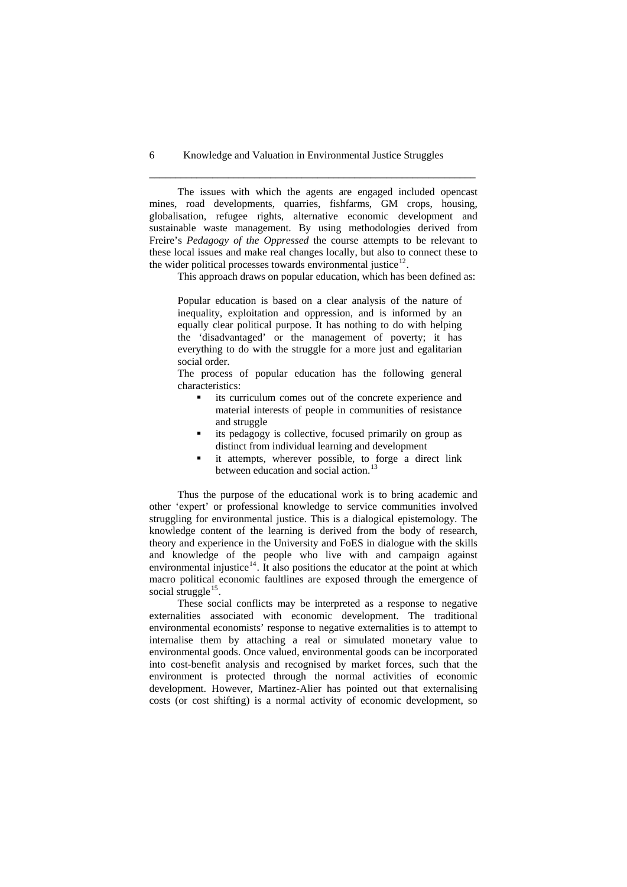The issues with which the agents are engaged included opencast mines, road developments, quarries, fishfarms, GM crops, housing, globalisation, refugee rights, alternative economic development and sustainable waste management. By using methodologies derived from Freire's *Pedagogy of the Oppressed* the course attempts to be relevant to these local issues and make real changes locally, but also to connect these to the wider political processes towards environmental justice[12].

This approach draws on popular education, which has been defined as:

> Popular education is based on a clear analysis of the nature of inequality, exploitation and oppression, and is informed by an equally clear political purpose. It has nothing to do with helping the 'disadvantaged' or the management of poverty; it has everything to do with the struggle for a more just and egalitarian social order.
>
> The process of popular education has the following general characteristics:
>
> - its curriculum comes out of the concrete experience and material interests of people in communities of resistance and struggle
> - its pedagogy is collective, focused primarily on group as distinct from individual learning and development
> - it attempts, wherever possible, to forge a direct link between education and social action.[13]

Thus the purpose of the educational work is to bring academic and other 'expert' or professional knowledge to service communities involved struggling for environmental justice. This is a dialogical epistemology. The knowledge content of the learning is derived from the body of research, theory and experience in the University and FoES in dialogue with the skills and knowledge of the people who live with and campaign against environmental injustice[14]. It also positions the educator at the point at which macro political economic faultlines are exposed through the emergence of social struggle[15].

These social conflicts may be interpreted as a response to negative externalities associated with economic development. The traditional environmental economists' response to negative externalities is to attempt to internalise them by attaching a real or simulated monetary value to environmental goods. Once valued, environmental goods can be incorporated into cost-benefit analysis and recognised by market forces, such that the environment is protected through the normal activities of economic development. However, Martinez-Alier has pointed out that externalising costs (or cost shifting) is a normal activity of economic development, so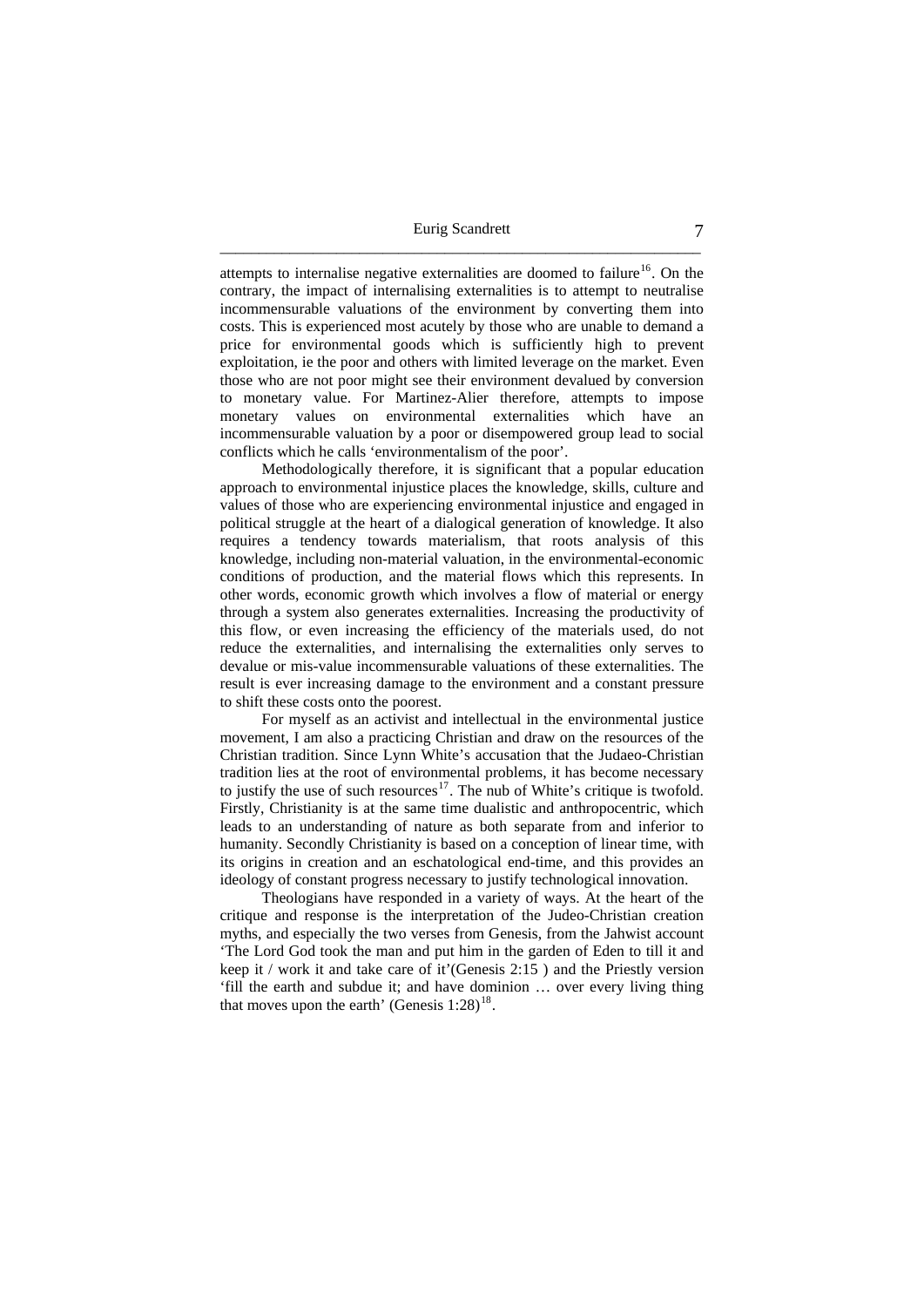attempts to internalise negative externalities are doomed to failure[16]. On the contrary, the impact of internalising externalities is to attempt to neutralise incommensurable valuations of the environment by converting them into costs. This is experienced most acutely by those who are unable to demand a price for environmental goods which is sufficiently high to prevent exploitation, ie the poor and others with limited leverage on the market. Even those who are not poor might see their environment devalued by conversion to monetary value. For Martinez-Alier therefore, attempts to impose monetary values on environmental externalities which have an incommensurable valuation by a poor or disempowered group lead to social conflicts which he calls 'environmentalism of the poor'.

Methodologically therefore, it is significant that a popular education approach to environmental injustice places the knowledge, skills, culture and values of those who are experiencing environmental injustice and engaged in political struggle at the heart of a dialogical generation of knowledge. It also requires a tendency towards materialism, that roots analysis of this knowledge, including non-material valuation, in the environmental-economic conditions of production, and the material flows which this represents. In other words, economic growth which involves a flow of material or energy through a system also generates externalities. Increasing the productivity of this flow, or even increasing the efficiency of the materials used, do not reduce the externalities, and internalising the externalities only serves to devalue or mis-value incommensurable valuations of these externalities. The result is ever increasing damage to the environment and a constant pressure to shift these costs onto the poorest.

For myself as an activist and intellectual in the environmental justice movement, I am also a practicing Christian and draw on the resources of the Christian tradition. Since Lynn White's accusation that the Judaeo-Christian tradition lies at the root of environmental problems, it has become necessary to justify the use of such resources[17]. The nub of White's critique is twofold. Firstly, Christianity is at the same time dualistic and anthropocentric, which leads to an understanding of nature as both separate from and inferior to humanity. Secondly Christianity is based on a conception of linear time, with its origins in creation and an eschatological end-time, and this provides an ideology of constant progress necessary to justify technological innovation.

Theologians have responded in a variety of ways. At the heart of the critique and response is the interpretation of the Judeo-Christian creation myths, and especially the two verses from Genesis, from the Jahwist account 'The Lord God took the man and put him in the garden of Eden to till it and keep it / work it and take care of it'(Genesis 2:15 ) and the Priestly version 'fill the earth and subdue it; and have dominion … over every living thing that moves upon the earth' (Genesis 1:28)[18].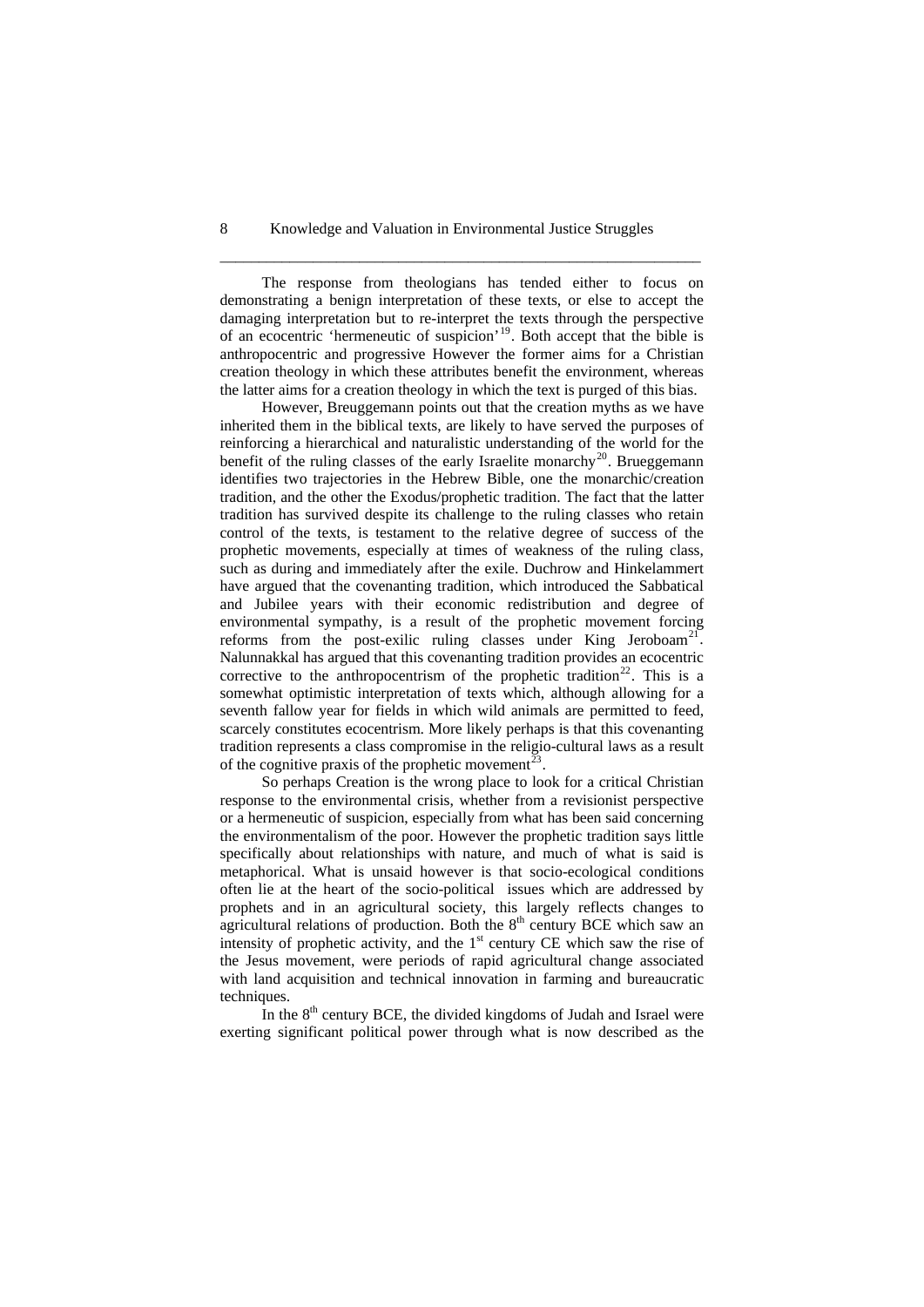The response from theologians has tended either to focus on demonstrating a benign interpretation of these texts, or else to accept the damaging interpretation but to re-interpret the texts through the perspective of an ecocentric 'hermeneutic of suspicion'[19]. Both accept that the bible is anthropocentric and progressive However the former aims for a Christian creation theology in which these attributes benefit the environment, whereas the latter aims for a creation theology in which the text is purged of this bias.

However, Breuggemann points out that the creation myths as we have inherited them in the biblical texts, are likely to have served the purposes of reinforcing a hierarchical and naturalistic understanding of the world for the benefit of the ruling classes of the early Israelite monarchy[20]. Brueggemann identifies two trajectories in the Hebrew Bible, one the monarchic/creation tradition, and the other the Exodus/prophetic tradition. The fact that the latter tradition has survived despite its challenge to the ruling classes who retain control of the texts, is testament to the relative degree of success of the prophetic movements, especially at times of weakness of the ruling class, such as during and immediately after the exile. Duchrow and Hinkelammert have argued that the covenanting tradition, which introduced the Sabbatical and Jubilee years with their economic redistribution and degree of environmental sympathy, is a result of the prophetic movement forcing reforms from the post-exilic ruling classes under King Jeroboam[21]. Nalunnakkal has argued that this covenanting tradition provides an ecocentric corrective to the anthropocentrism of the prophetic tradition[22]. This is a somewhat optimistic interpretation of texts which, although allowing for a seventh fallow year for fields in which wild animals are permitted to feed, scarcely constitutes ecocentrism. More likely perhaps is that this covenanting tradition represents a class compromise in the religio-cultural laws as a result of the cognitive praxis of the prophetic movement[23].

So perhaps Creation is the wrong place to look for a critical Christian response to the environmental crisis, whether from a revisionist perspective or a hermeneutic of suspicion, especially from what has been said concerning the environmentalism of the poor. However the prophetic tradition says little specifically about relationships with nature, and much of what is said is metaphorical. What is unsaid however is that socio-ecological conditions often lie at the heart of the socio-political issues which are addressed by prophets and in an agricultural society, this largely reflects changes to agricultural relations of production. Both the 8th century BCE which saw an intensity of prophetic activity, and the 1st century CE which saw the rise of the Jesus movement, were periods of rapid agricultural change associated with land acquisition and technical innovation in farming and bureaucratic techniques.

In the 8th century BCE, the divided kingdoms of Judah and Israel were exerting significant political power through what is now described as the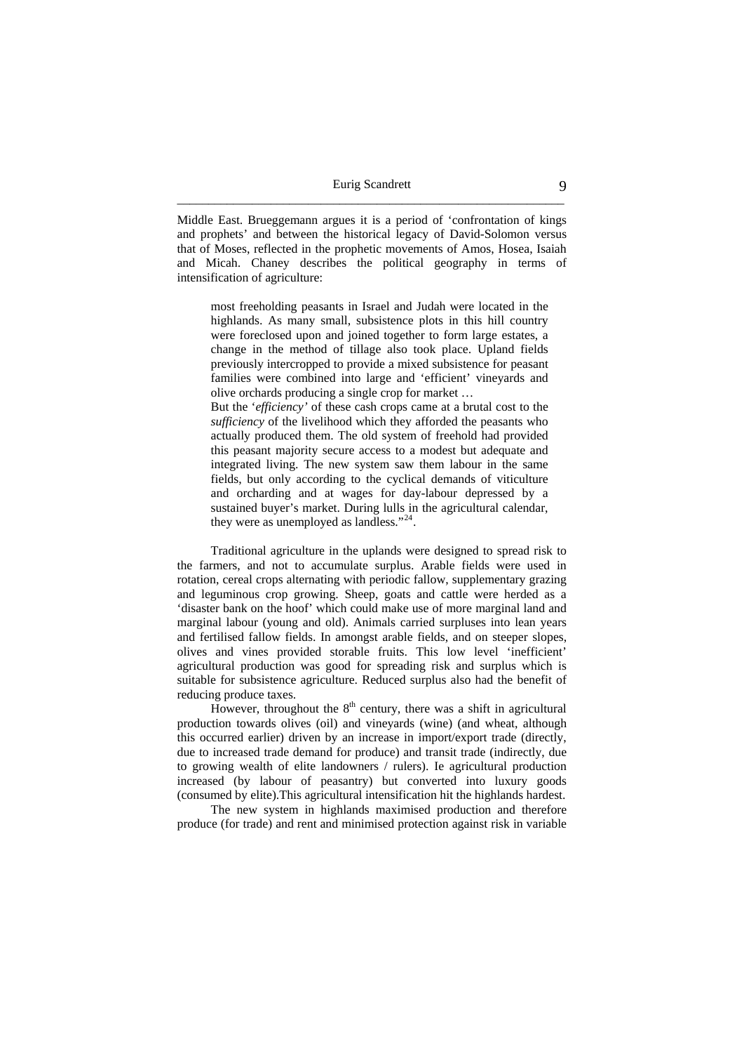Middle East. Brueggemann argues it is a period of 'confrontation of kings and prophets' and between the historical legacy of David-Solomon versus that of Moses, reflected in the prophetic movements of Amos, Hosea, Isaiah and Micah. Chaney describes the political geography in terms of intensification of agriculture:

> most freeholding peasants in Israel and Judah were located in the highlands. As many small, subsistence plots in this hill country were foreclosed upon and joined together to form large estates, a change in the method of tillage also took place. Upland fields previously intercropped to provide a mixed subsistence for peasant families were combined into large and 'efficient' vineyards and olive orchards producing a single crop for market …
>
> But the '*efficiency'* of these cash crops came at a brutal cost to the *sufficiency* of the livelihood which they afforded the peasants who actually produced them. The old system of freehold had provided this peasant majority secure access to a modest but adequate and integrated living. The new system saw them labour in the same fields, but only according to the cyclical demands of viticulture and orcharding and at wages for day-labour depressed by a sustained buyer's market. During lulls in the agricultural calendar, they were as unemployed as landless."[24].

Traditional agriculture in the uplands were designed to spread risk to the farmers, and not to accumulate surplus. Arable fields were used in rotation, cereal crops alternating with periodic fallow, supplementary grazing and leguminous crop growing. Sheep, goats and cattle were herded as a 'disaster bank on the hoof' which could make use of more marginal land and marginal labour (young and old). Animals carried surpluses into lean years and fertilised fallow fields. In amongst arable fields, and on steeper slopes, olives and vines provided storable fruits. This low level 'inefficient' agricultural production was good for spreading risk and surplus which is suitable for subsistence agriculture. Reduced surplus also had the benefit of reducing produce taxes.

However, throughout the 8th century, there was a shift in agricultural production towards olives (oil) and vineyards (wine) (and wheat, although this occurred earlier) driven by an increase in import/export trade (directly, due to increased trade demand for produce) and transit trade (indirectly, due to growing wealth of elite landowners / rulers). Ie agricultural production increased (by labour of peasantry) but converted into luxury goods (consumed by elite).This agricultural intensification hit the highlands hardest.

The new system in highlands maximised production and therefore produce (for trade) and rent and minimised protection against risk in variable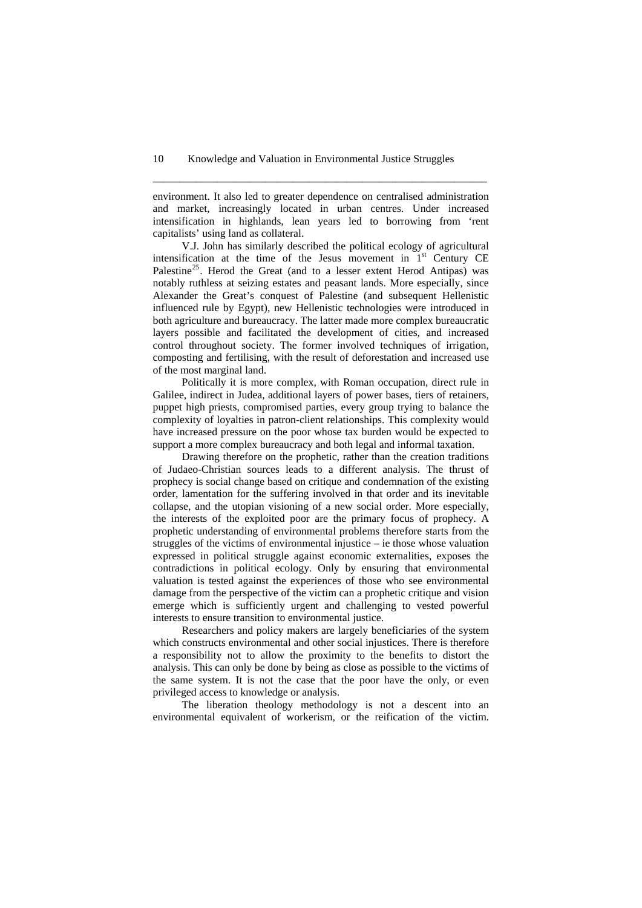environment. It also led to greater dependence on centralised administration and market, increasingly located in urban centres. Under increased intensification in highlands, lean years led to borrowing from 'rent capitalists' using land as collateral.

V.J. John has similarly described the political ecology of agricultural intensification at the time of the Jesus movement in 1st Century CE Palestine[25]. Herod the Great (and to a lesser extent Herod Antipas) was notably ruthless at seizing estates and peasant lands. More especially, since Alexander the Great's conquest of Palestine (and subsequent Hellenistic influenced rule by Egypt), new Hellenistic technologies were introduced in both agriculture and bureaucracy. The latter made more complex bureaucratic layers possible and facilitated the development of cities, and increased control throughout society. The former involved techniques of irrigation, composting and fertilising, with the result of deforestation and increased use of the most marginal land.

Politically it is more complex, with Roman occupation, direct rule in Galilee, indirect in Judea, additional layers of power bases, tiers of retainers, puppet high priests, compromised parties, every group trying to balance the complexity of loyalties in patron-client relationships. This complexity would have increased pressure on the poor whose tax burden would be expected to support a more complex bureaucracy and both legal and informal taxation.

Drawing therefore on the prophetic, rather than the creation traditions of Judaeo-Christian sources leads to a different analysis. The thrust of prophecy is social change based on critique and condemnation of the existing order, lamentation for the suffering involved in that order and its inevitable collapse, and the utopian visioning of a new social order. More especially, the interests of the exploited poor are the primary focus of prophecy. A prophetic understanding of environmental problems therefore starts from the struggles of the victims of environmental injustice – ie those whose valuation expressed in political struggle against economic externalities, exposes the contradictions in political ecology. Only by ensuring that environmental valuation is tested against the experiences of those who see environmental damage from the perspective of the victim can a prophetic critique and vision emerge which is sufficiently urgent and challenging to vested powerful interests to ensure transition to environmental justice.

Researchers and policy makers are largely beneficiaries of the system which constructs environmental and other social injustices. There is therefore a responsibility not to allow the proximity to the benefits to distort the analysis. This can only be done by being as close as possible to the victims of the same system. It is not the case that the poor have the only, or even privileged access to knowledge or analysis.

The liberation theology methodology is not a descent into an environmental equivalent of workerism, or the reification of the victim.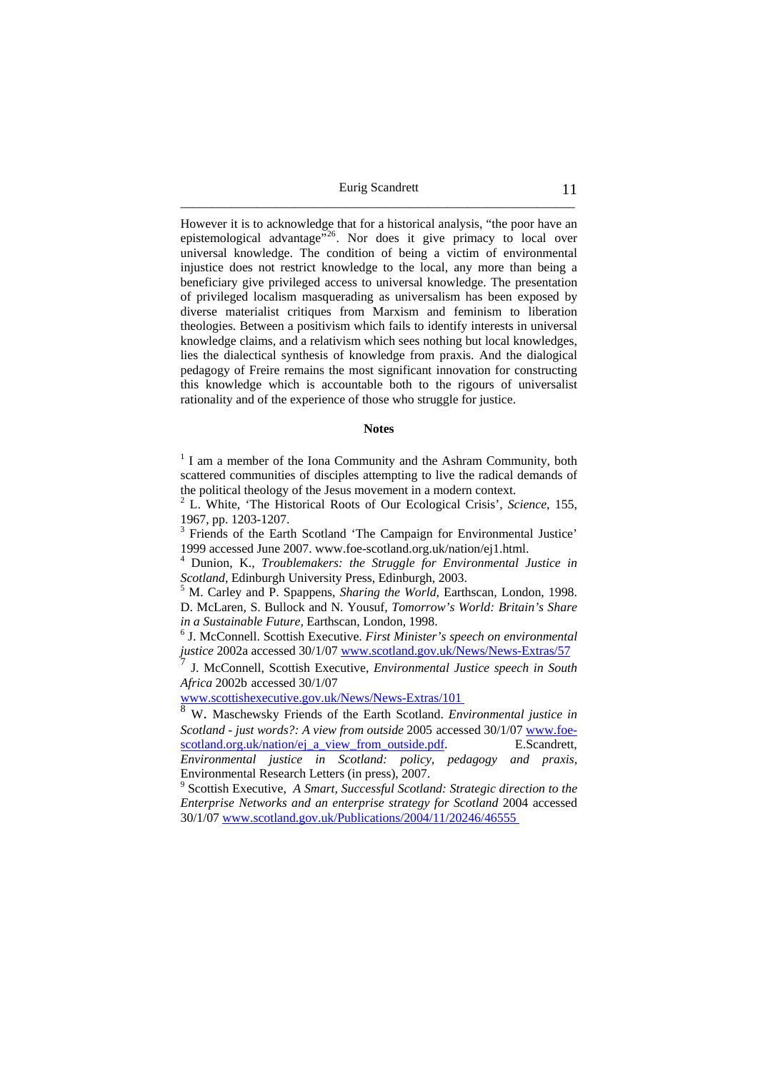However it is to acknowledge that for a historical analysis, "the poor have an epistemological advantage"[26]. Nor does it give primacy to local over universal knowledge. The condition of being a victim of environmental injustice does not restrict knowledge to the local, any more than being a beneficiary give privileged access to universal knowledge. The presentation of privileged localism masquerading as universalism has been exposed by diverse materialist critiques from Marxism and feminism to liberation theologies. Between a positivism which fails to identify interests in universal knowledge claims, and a relativism which sees nothing but local knowledges, lies the dialectical synthesis of knowledge from praxis. And the dialogical pedagogy of Freire remains the most significant innovation for constructing this knowledge which is accountable both to the rigours of universalist rationality and of the experience of those who struggle for justice.

## Notes

[1] I am a member of the Iona Community and the Ashram Community, both scattered communities of disciples attempting to live the radical demands of the political theology of the Jesus movement in a modern context.

[2] L. White, 'The Historical Roots of Our Ecological Crisis', *Science*, 155, 1967, pp. 1203-1207.

[3] Friends of the Earth Scotland 'The Campaign for Environmental Justice' 1999 accessed June 2007. www.foe-scotland.org.uk/nation/ej1.html.

[4] Dunion, K., *Troublemakers: the Struggle for Environmental Justice in Scotland*, Edinburgh University Press, Edinburgh, 2003.

[5] M. Carley and P. Spappens, *Sharing the World*, Earthscan, London, 1998. D. McLaren, S. Bullock and N. Yousuf, *Tomorrow's World: Britain's Share in a Sustainable Future,* Earthscan, London, 1998.

[6] J. McConnell. Scottish Executive. *First Minister's speech on environmental justice* 2002a accessed 30/1/07 www.scotland.gov.uk/News/News-Extras/57

[7] J. McConnell, Scottish Executive, *Environmental Justice speech in South Africa* 2002b accessed 30/1/07 www.scottishexecutive.gov.uk/News/News-Extras/101

[8] W. Maschewsky Friends of the Earth Scotland. *Environmental justice in Scotland - just words?: A view from outside* 2005 accessed 30/1/07 www.foe-scotland.org.uk/nation/ej_a_view_from_outside.pdf. E.Scandrett, *Environmental justice in Scotland: policy, pedagogy and praxis,* Environmental Research Letters (in press), 2007.

[9] Scottish Executive, *A Smart, Successful Scotland: Strategic direction to the Enterprise Networks and an enterprise strategy for Scotland* 2004 accessed 30/1/07 www.scotland.gov.uk/Publications/2004/11/20246/46555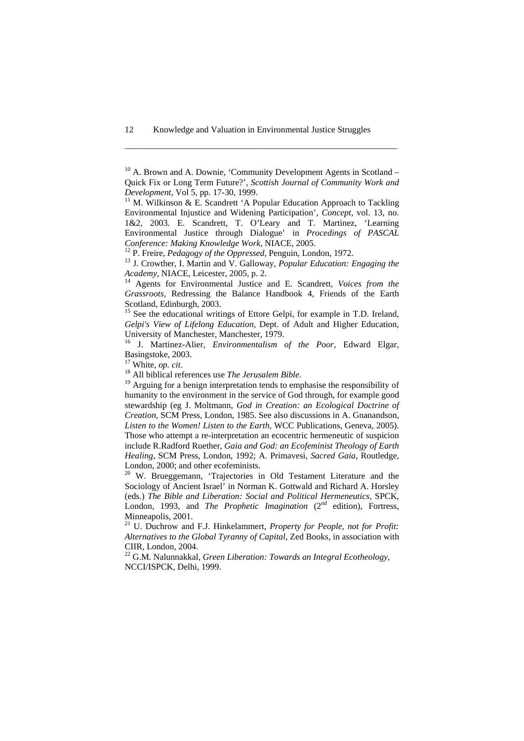[10] A. Brown and A. Downie, 'Community Development Agents in Scotland – Quick Fix or Long Term Future?', *Scottish Journal of Community Work and Development*, Vol 5, pp. 17-30, 1999.

[11] M. Wilkinson & E. Scandrett 'A Popular Education Approach to Tackling Environmental Injustice and Widening Participation', *Concept*, vol. 13, no. 1&2, 2003. E. Scandrett, T. O'Leary and T. Martinez, 'Learning Environmental Justice through Dialogue' in *Procedings of PASCAL Conference: Making Knowledge Work*, NIACE, 2005.

[12] P. Freire, *Pedagogy of the Oppressed*, Penguin, London, 1972.

[13] J. Crowther, I. Martin and V. Galloway, *Popular Education: Engaging the Academy*, NIACE, Leicester, 2005, p. 2.

[14] Agents for Environmental Justice and E. Scandrett, *Voices from the Grassroots*, Redressing the Balance Handbook 4, Friends of the Earth Scotland, Edinburgh, 2003.

[15] See the educational writings of Ettore Gelpi, for example in T.D. Ireland, *Gelpi's View of Lifelong Education*, Dept. of Adult and Higher Education, University of Manchester, Manchester, 1979.

[16] J. Martinez-Alier, *Environmentalism of the Poor*, Edward Elgar, Basingstoke, 2003.

[17] White, *op. cit*.

[18] All biblical references use *The Jerusalem Bible.*

[19] Arguing for a benign interpretation tends to emphasise the responsibility of humanity to the environment in the service of God through, for example good stewardship (eg J. Moltmann, *God in Creation: an Ecological Doctrine of Creation*, SCM Press, London, 1985. See also discussions in A. Gnanandson, *Listen to the Women! Listen to the Earth*, WCC Publications, Geneva, 2005). Those who attempt a re-interpretation an ecocentric hermeneutic of suspicion include R.Radford Ruether, *Gaia and God: an Ecofeminist Theology of Earth Healing*, SCM Press, London, 1992; A. Primavesi, *Sacred Gaia*, Routledge, London, 2000; and other ecofeminists.

[20] W. Brueggemann, 'Trajectories in Old Testament Literature and the Sociology of Ancient Israel' in Norman K. Gottwald and Richard A. Horsley (eds.) *The Bible and Liberation: Social and Political Hermeneutics*, SPCK, London, 1993, and *The Prophetic Imagination* (2nd edition), Fortress, Minneapolis, 2001.

[21] U. Duchrow and F.J. Hinkelammert, *Property for People, not for Profit: Alternatives to the Global Tyranny of Capital*, Zed Books, in association with CIIR, London, 2004.

[22] G.M. Nalunnakkal, *Green Liberation: Towards an Integral Ecotheology*, NCCI/ISPCK, Delhi, 1999.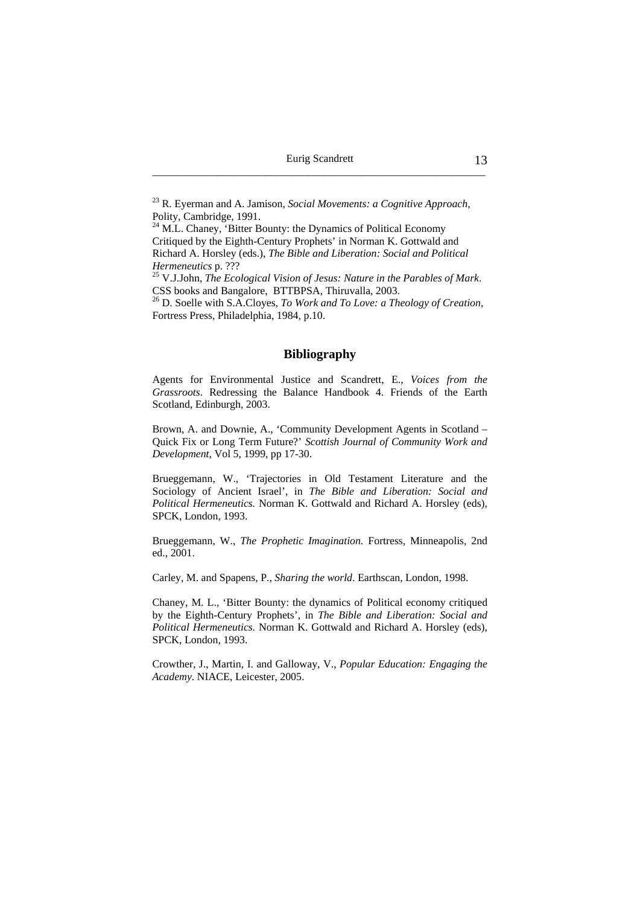[23] R. Eyerman and A. Jamison, *Social Movements: a Cognitive Approach*, Polity, Cambridge, 1991.
[24] M.L. Chaney, 'Bitter Bounty: the Dynamics of Political Economy Critiqued by the Eighth-Century Prophets' in Norman K. Gottwald and Richard A. Horsley (eds.), *The Bible and Liberation: Social and Political Hermeneutics* p. ???
[25] V.J.John, *The Ecological Vision of Jesus: Nature in the Parables of Mark*. CSS books and Bangalore, BTTBPSA, Thiruvalla, 2003.
[26] D. Soelle with S.A.Cloyes, *To Work and To Love: a Theology of Creation*, Fortress Press, Philadelphia, 1984, p.10.

## Bibliography

Agents for Environmental Justice and Scandrett, E., *Voices from the Grassroots*. Redressing the Balance Handbook 4. Friends of the Earth Scotland, Edinburgh, 2003.

Brown, A. and Downie, A., 'Community Development Agents in Scotland – Quick Fix or Long Term Future?' *Scottish Journal of Community Work and Development*, Vol 5, 1999, pp 17-30.

Brueggemann, W., 'Trajectories in Old Testament Literature and the Sociology of Ancient Israel', in *The Bible and Liberation: Social and Political Hermeneutics.* Norman K. Gottwald and Richard A. Horsley (eds), SPCK, London, 1993.

Brueggemann, W., *The Prophetic Imagination.* Fortress, Minneapolis, 2nd ed., 2001.

Carley, M. and Spapens, P., *Sharing the world*. Earthscan, London, 1998.

Chaney, M. L., 'Bitter Bounty: the dynamics of Political economy critiqued by the Eighth-Century Prophets', in *The Bible and Liberation: Social and Political Hermeneutics.* Norman K. Gottwald and Richard A. Horsley (eds), SPCK, London, 1993.

Crowther, J., Martin, I. and Galloway, V., *Popular Education: Engaging the Academy*. NIACE, Leicester, 2005.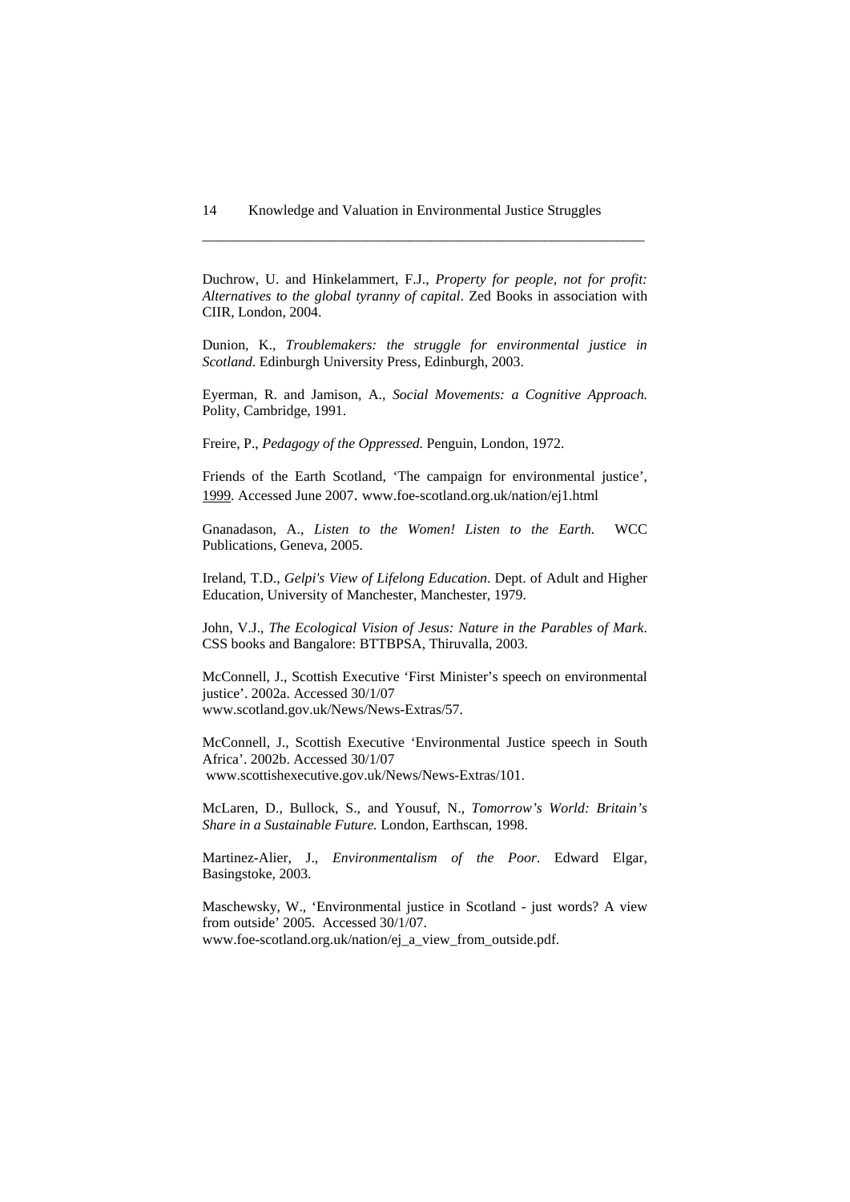Duchrow, U. and Hinkelammert, F.J., *Property for people, not for profit: Alternatives to the global tyranny of capital*. Zed Books in association with CIIR, London, 2004.

Dunion, K., *Troublemakers: the struggle for environmental justice in Scotland*. Edinburgh University Press, Edinburgh, 2003.

Eyerman, R. and Jamison, A., *Social Movements: a Cognitive Approach.* Polity, Cambridge, 1991.

Freire, P., *Pedagogy of the Oppressed.* Penguin, London, 1972.

Friends of the Earth Scotland, 'The campaign for environmental justice', 1999. Accessed June 2007. www.foe-scotland.org.uk/nation/ej1.html

Gnanadason, A., *Listen to the Women! Listen to the Earth.* WCC Publications, Geneva, 2005.

Ireland, T.D., *Gelpi's View of Lifelong Education*. Dept. of Adult and Higher Education, University of Manchester, Manchester, 1979.

John, V.J., *The Ecological Vision of Jesus: Nature in the Parables of Mark*. CSS books and Bangalore: BTTBPSA, Thiruvalla, 2003.

McConnell, J., Scottish Executive 'First Minister's speech on environmental justice'. 2002a. Accessed 30/1/07 www.scotland.gov.uk/News/News-Extras/57.

McConnell, J., Scottish Executive 'Environmental Justice speech in South Africa'. 2002b. Accessed 30/1/07 www.scottishexecutive.gov.uk/News/News-Extras/101.

McLaren, D., Bullock, S., and Yousuf, N., *Tomorrow's World: Britain's Share in a Sustainable Future.* London, Earthscan, 1998.

Martinez-Alier, J., *Environmentalism of the Poor*. Edward Elgar, Basingstoke, 2003.

Maschewsky, W., 'Environmental justice in Scotland - just words? A view from outside' 2005. Accessed 30/1/07. www.foe-scotland.org.uk/nation/ej_a_view_from_outside.pdf.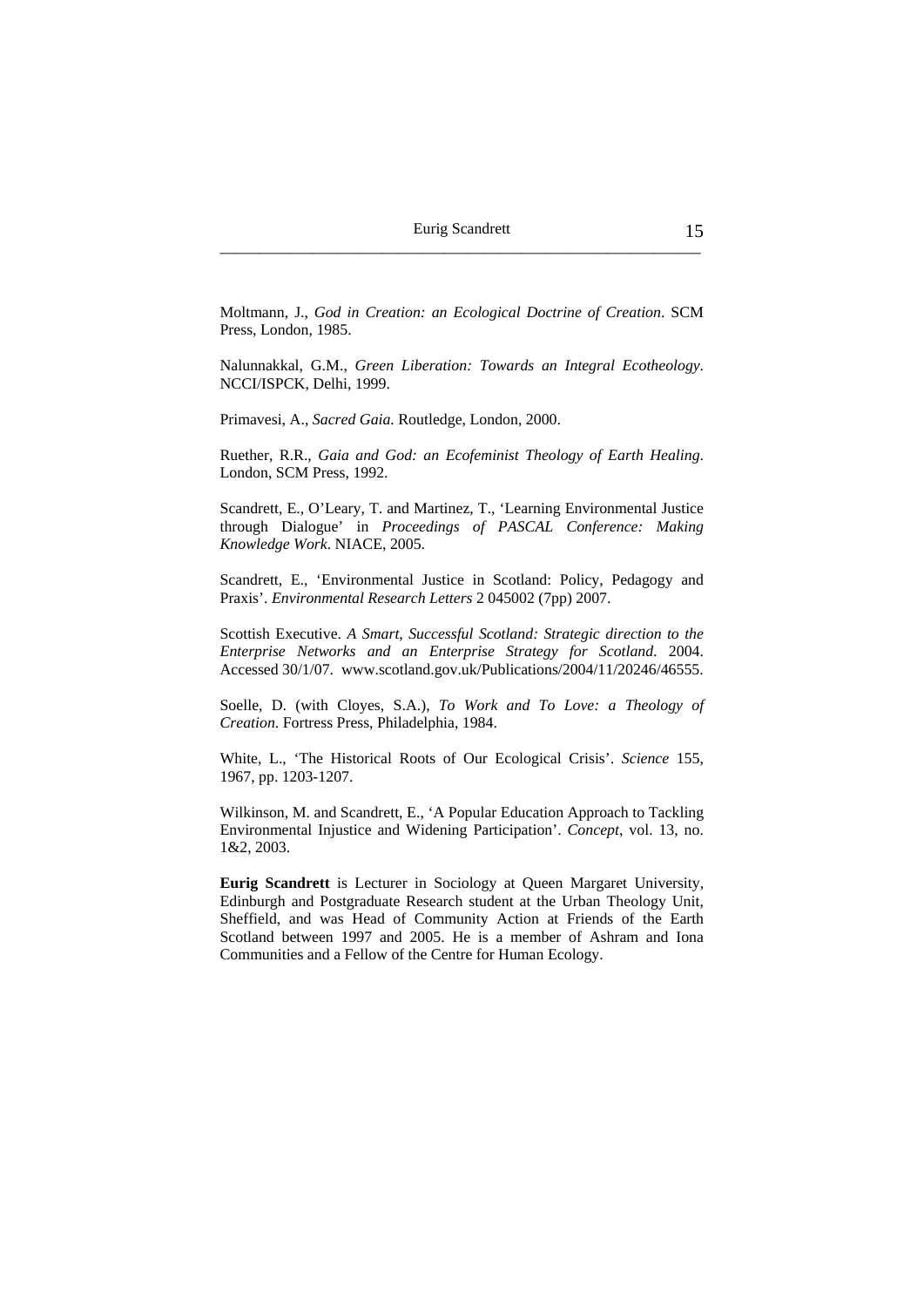Moltmann, J., *God in Creation: an Ecological Doctrine of Creation*. SCM Press, London, 1985.

Nalunnakkal, G.M., *Green Liberation: Towards an Integral Ecotheology*. NCCI/ISPCK, Delhi, 1999.

Primavesi, A., *Sacred Gaia.* Routledge, London, 2000.

Ruether, R.R., *Gaia and God: an Ecofeminist Theology of Earth Healing*. London, SCM Press, 1992.

Scandrett, E., O'Leary, T. and Martinez, T., 'Learning Environmental Justice through Dialogue' in *Proceedings of PASCAL Conference: Making Knowledge Work*. NIACE, 2005.

Scandrett, E., 'Environmental Justice in Scotland: Policy, Pedagogy and Praxis'. *Environmental Research Letters* 2 045002 (7pp) 2007.

Scottish Executive. *A Smart, Successful Scotland: Strategic direction to the Enterprise Networks and an Enterprise Strategy for Scotland*. 2004. Accessed 30/1/07. www.scotland.gov.uk/Publications/2004/11/20246/46555.

Soelle, D. (with Cloyes, S.A.), *To Work and To Love: a Theology of Creation*. Fortress Press, Philadelphia, 1984.

White, L., 'The Historical Roots of Our Ecological Crisis'. *Science* 155, 1967, pp. 1203-1207.

Wilkinson, M. and Scandrett, E., 'A Popular Education Approach to Tackling Environmental Injustice and Widening Participation'. *Concept*, vol. 13, no. 1&2, 2003.

**Eurig Scandrett** is Lecturer in Sociology at Queen Margaret University, Edinburgh and Postgraduate Research student at the Urban Theology Unit, Sheffield, and was Head of Community Action at Friends of the Earth Scotland between 1997 and 2005. He is a member of Ashram and Iona Communities and a Fellow of the Centre for Human Ecology.